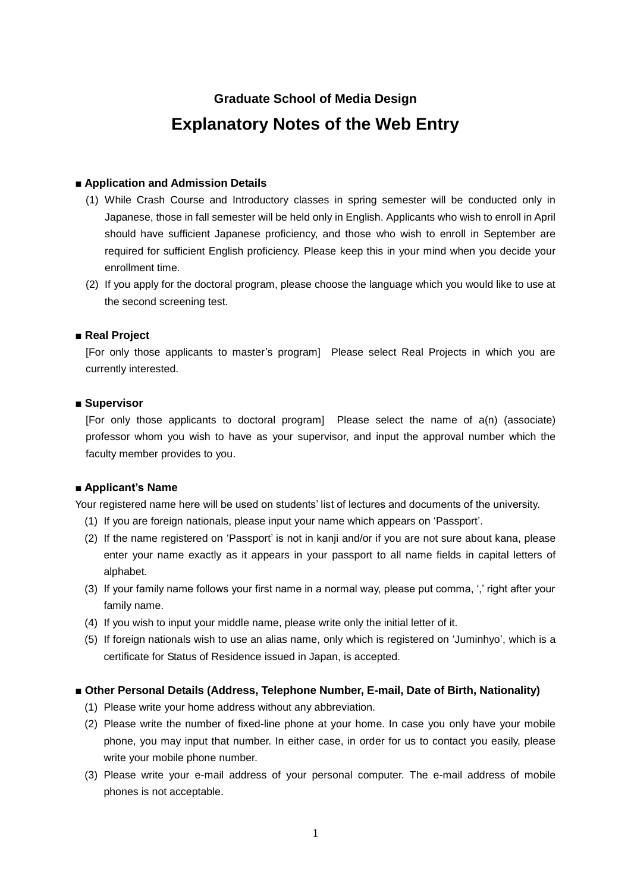### Graduate School of Media Design

# Explanatory Notes of the Web Entry

## ■ Application and Admission Details

(1) While Crash Course and Introductory classes in spring semester will be conducted only in Japanese, those in fall semester will be held only in English. Applicants who wish to enroll in April should have sufficient Japanese proficiency, and those who wish to enroll in September are required for sufficient English proficiency. Please keep this in your mind when you decide your enrollment time.

(2) If you apply for the doctoral program, please choose the language which you would like to use at the second screening test.

## ■ Real Project

[For only those applicants to master's program] Please select Real Projects in which you are currently interested.

## ■ Supervisor

[For only those applicants to doctoral program] Please select the name of a(n) (associate) professor whom you wish to have as your supervisor, and input the approval number which the faculty member provides to you.

## ■ Applicant's Name

Your registered name here will be used on students' list of lectures and documents of the university.

(1) If you are foreign nationals, please input your name which appears on 'Passport'.

(2) If the name registered on 'Passport' is not in kanji and/or if you are not sure about kana, please enter your name exactly as it appears in your passport to all name fields in capital letters of alphabet.

(3) If your family name follows your first name in a normal way, please put comma, ',' right after your family name.

(4) If you wish to input your middle name, please write only the initial letter of it.

(5) If foreign nationals wish to use an alias name, only which is registered on 'Juminhyo', which is a certificate for Status of Residence issued in Japan, is accepted.

## ■ Other Personal Details (Address, Telephone Number, E-mail, Date of Birth, Nationality)

(1) Please write your home address without any abbreviation.

(2) Please write the number of fixed-line phone at your home. In case you only have your mobile phone, you may input that number. In either case, in order for us to contact you easily, please write your mobile phone number.

(3) Please write your e-mail address of your personal computer. The e-mail address of mobile phones is not acceptable.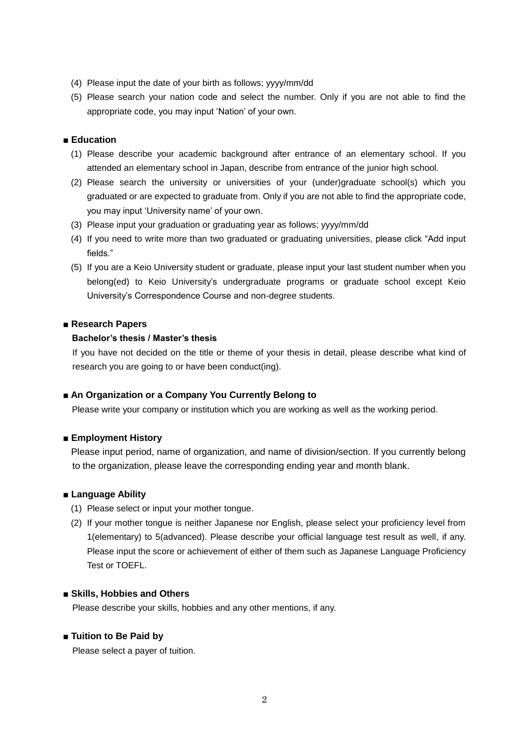(4) Please input the date of your birth as follows; yyyy/mm/dd

(5) Please search your nation code and select the number. Only if you are not able to find the appropriate code, you may input 'Nation' of your own.

## ■ Education

(1) Please describe your academic background after entrance of an elementary school. If you attended an elementary school in Japan, describe from entrance of the junior high school.

(2) Please search the university or universities of your (under)graduate school(s) which you graduated or are expected to graduate from. Only if you are not able to find the appropriate code, you may input 'University name' of your own.

(3) Please input your graduation or graduating year as follows; yyyy/mm/dd

(4) If you need to write more than two graduated or graduating universities, please click "Add input fields."

(5) If you are a Keio University student or graduate, please input your last student number when you belong(ed) to Keio University's undergraduate programs or graduate school except Keio University's Correspondence Course and non-degree students.

## ■ Research Papers

**Bachelor's thesis / Master's thesis**

If you have not decided on the title or theme of your thesis in detail, please describe what kind of research you are going to or have been conduct(ing).

## ■ An Organization or a Company You Currently Belong to

Please write your company or institution which you are working as well as the working period.

## ■ Employment History

Please input period, name of organization, and name of division/section. If you currently belong to the organization, please leave the corresponding ending year and month blank.

## ■ Language Ability

(1) Please select or input your mother tongue.

(2) If your mother tongue is neither Japanese nor English, please select your proficiency level from 1(elementary) to 5(advanced). Please describe your official language test result as well, if any. Please input the score or achievement of either of them such as Japanese Language Proficiency Test or TOEFL.

## ■ Skills, Hobbies and Others

Please describe your skills, hobbies and any other mentions, if any.

## ■ Tuition to Be Paid by

Please select a payer of tuition.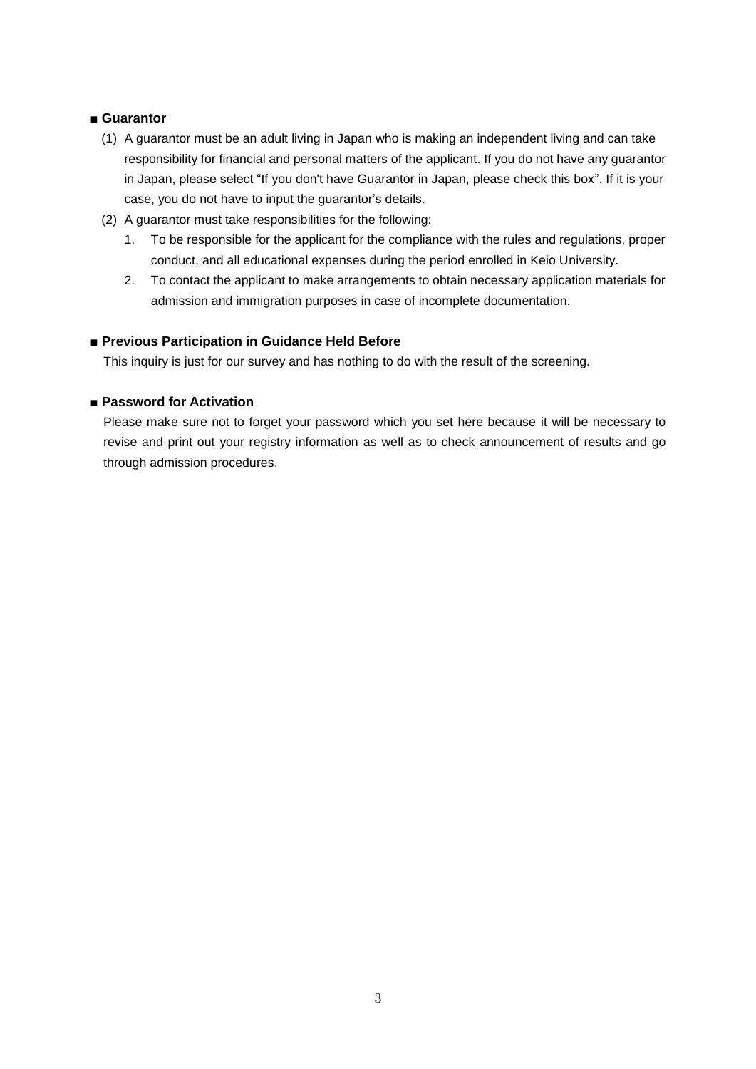**■ Guarantor**

(1) A guarantor must be an adult living in Japan who is making an independent living and can take responsibility for financial and personal matters of the applicant. If you do not have any guarantor in Japan, please select "If you don't have Guarantor in Japan, please check this box". If it is your case, you do not have to input the guarantor's details.

(2) A guarantor must take responsibilities for the following:

1. To be responsible for the applicant for the compliance with the rules and regulations, proper conduct, and all educational expenses during the period enrolled in Keio University.
2. To contact the applicant to make arrangements to obtain necessary application materials for admission and immigration purposes in case of incomplete documentation.

**■ Previous Participation in Guidance Held Before**

This inquiry is just for our survey and has nothing to do with the result of the screening.

**■ Password for Activation**

Please make sure not to forget your password which you set here because it will be necessary to revise and print out your registry information as well as to check announcement of results and go through admission procedures.